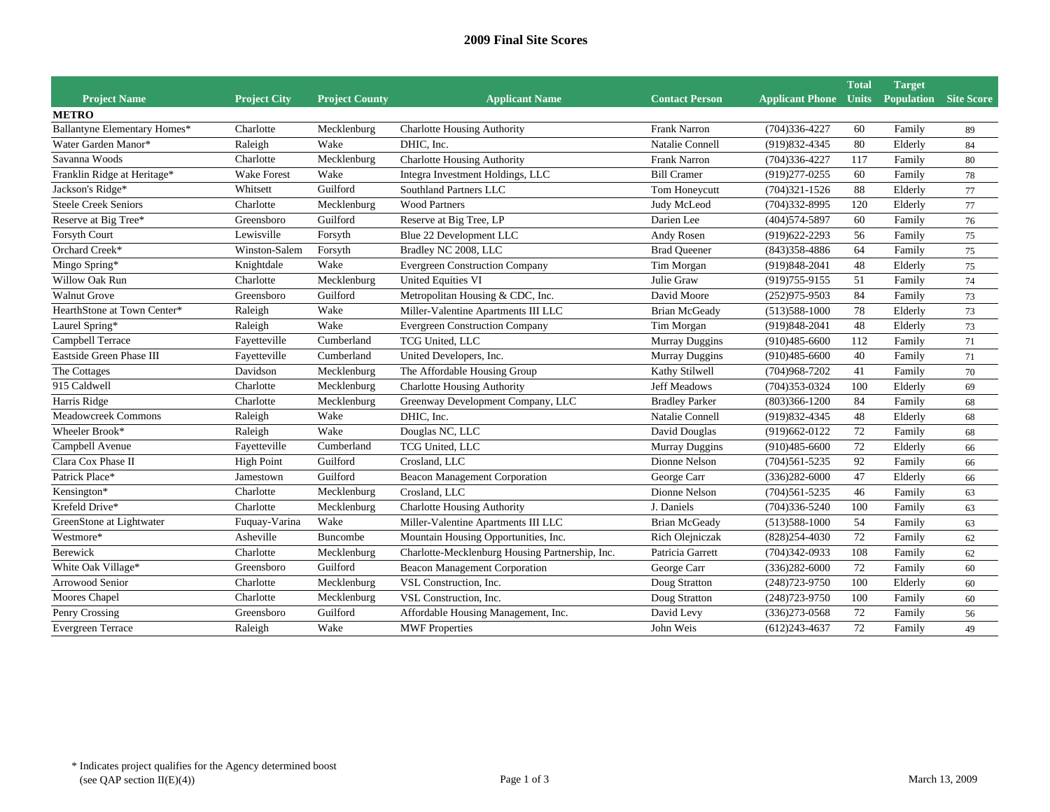# 2009 Final Site Scores

| Project Name | Project City | Project County | Applicant Name | Contact Person | Applicant Phone | Total Units | Target Population | Site Score |
|---|---|---|---|---|---|---|---|---|
| **METRO** | | | | | | | | |
| Ballantyne Elementary Homes* | Charlotte | Mecklenburg | Charlotte Housing Authority | Frank Narron | (704)336-4227 | 60 | Family | 89 |
| Water Garden Manor* | Raleigh | Wake | DHIC, Inc. | Natalie Connell | (919)832-4345 | 80 | Elderly | 84 |
| Savanna Woods | Charlotte | Mecklenburg | Charlotte Housing Authority | Frank Narron | (704)336-4227 | 117 | Family | 80 |
| Franklin Ridge at Heritage* | Wake Forest | Wake | Integra Investment Holdings, LLC | Bill Cramer | (919)277-0255 | 60 | Family | 78 |
| Jackson's Ridge* | Whitsett | Guilford | Southland Partners LLC | Tom Honeycutt | (704)321-1526 | 88 | Elderly | 77 |
| Steele Creek Seniors | Charlotte | Mecklenburg | Wood Partners | Judy McLeod | (704)332-8995 | 120 | Elderly | 77 |
| Reserve at Big Tree* | Greensboro | Guilford | Reserve at Big Tree, LP | Darien Lee | (404)574-5897 | 60 | Family | 76 |
| Forsyth Court | Lewisville | Forsyth | Blue 22 Development LLC | Andy Rosen | (919)622-2293 | 56 | Family | 75 |
| Orchard Creek* | Winston-Salem | Forsyth | Bradley NC 2008, LLC | Brad Queener | (843)358-4886 | 64 | Family | 75 |
| Mingo Spring* | Knightdale | Wake | Evergreen Construction Company | Tim Morgan | (919)848-2041 | 48 | Elderly | 75 |
| Willow Oak Run | Charlotte | Mecklenburg | United Equities VI | Julie Graw | (919)755-9155 | 51 | Family | 74 |
| Walnut Grove | Greensboro | Guilford | Metropolitan Housing & CDC, Inc. | David Moore | (252)975-9503 | 84 | Family | 73 |
| HearthStone at Town Center* | Raleigh | Wake | Miller-Valentine Apartments III LLC | Brian McGeady | (513)588-1000 | 78 | Elderly | 73 |
| Laurel Spring* | Raleigh | Wake | Evergreen Construction Company | Tim Morgan | (919)848-2041 | 48 | Elderly | 73 |
| Campbell Terrace | Fayetteville | Cumberland | TCG United, LLC | Murray Duggins | (910)485-6600 | 112 | Family | 71 |
| Eastside Green Phase III | Fayetteville | Cumberland | United Developers, Inc. | Murray Duggins | (910)485-6600 | 40 | Family | 71 |
| The Cottages | Davidson | Mecklenburg | The Affordable Housing Group | Kathy Stilwell | (704)968-7202 | 41 | Family | 70 |
| 915 Caldwell | Charlotte | Mecklenburg | Charlotte Housing Authority | Jeff Meadows | (704)353-0324 | 100 | Elderly | 69 |
| Harris Ridge | Charlotte | Mecklenburg | Greenway Development Company, LLC | Bradley Parker | (803)366-1200 | 84 | Family | 68 |
| Meadowcreek Commons | Raleigh | Wake | DHIC, Inc. | Natalie Connell | (919)832-4345 | 48 | Elderly | 68 |
| Wheeler Brook* | Raleigh | Wake | Douglas NC, LLC | David Douglas | (919)662-0122 | 72 | Family | 68 |
| Campbell Avenue | Fayetteville | Cumberland | TCG United, LLC | Murray Duggins | (910)485-6600 | 72 | Elderly | 66 |
| Clara Cox Phase II | High Point | Guilford | Crosland, LLC | Dionne Nelson | (704)561-5235 | 92 | Family | 66 |
| Patrick Place* | Jamestown | Guilford | Beacon Management Corporation | George Carr | (336)282-6000 | 47 | Elderly | 66 |
| Kensington* | Charlotte | Mecklenburg | Crosland, LLC | Dionne Nelson | (704)561-5235 | 46 | Family | 63 |
| Krefeld Drive* | Charlotte | Mecklenburg | Charlotte Housing Authority | J. Daniels | (704)336-5240 | 100 | Family | 63 |
| GreenStone at Lightwater | Fuquay-Varina | Wake | Miller-Valentine Apartments III LLC | Brian McGeady | (513)588-1000 | 54 | Family | 63 |
| Westmore* | Asheville | Buncombe | Mountain Housing Opportunities, Inc. | Rich Olejniczak | (828)254-4030 | 72 | Family | 62 |
| Berewick | Charlotte | Mecklenburg | Charlotte-Mecklenburg Housing Partnership, Inc. | Patricia Garrett | (704)342-0933 | 108 | Family | 62 |
| White Oak Village* | Greensboro | Guilford | Beacon Management Corporation | George Carr | (336)282-6000 | 72 | Family | 60 |
| Arrowood Senior | Charlotte | Mecklenburg | VSL Construction, Inc. | Doug Stratton | (248)723-9750 | 100 | Elderly | 60 |
| Moores Chapel | Charlotte | Mecklenburg | VSL Construction, Inc. | Doug Stratton | (248)723-9750 | 100 | Family | 60 |
| Penry Crossing | Greensboro | Guilford | Affordable Housing Management, Inc. | David Levy | (336)273-0568 | 72 | Family | 56 |
| Evergreen Terrace | Raleigh | Wake | MWF Properties | John Weis | (612)243-4637 | 72 | Family | 49 |

* Indicates project qualifies for the Agency determined boost (see QAP section II(E)(4))

March 13, 2009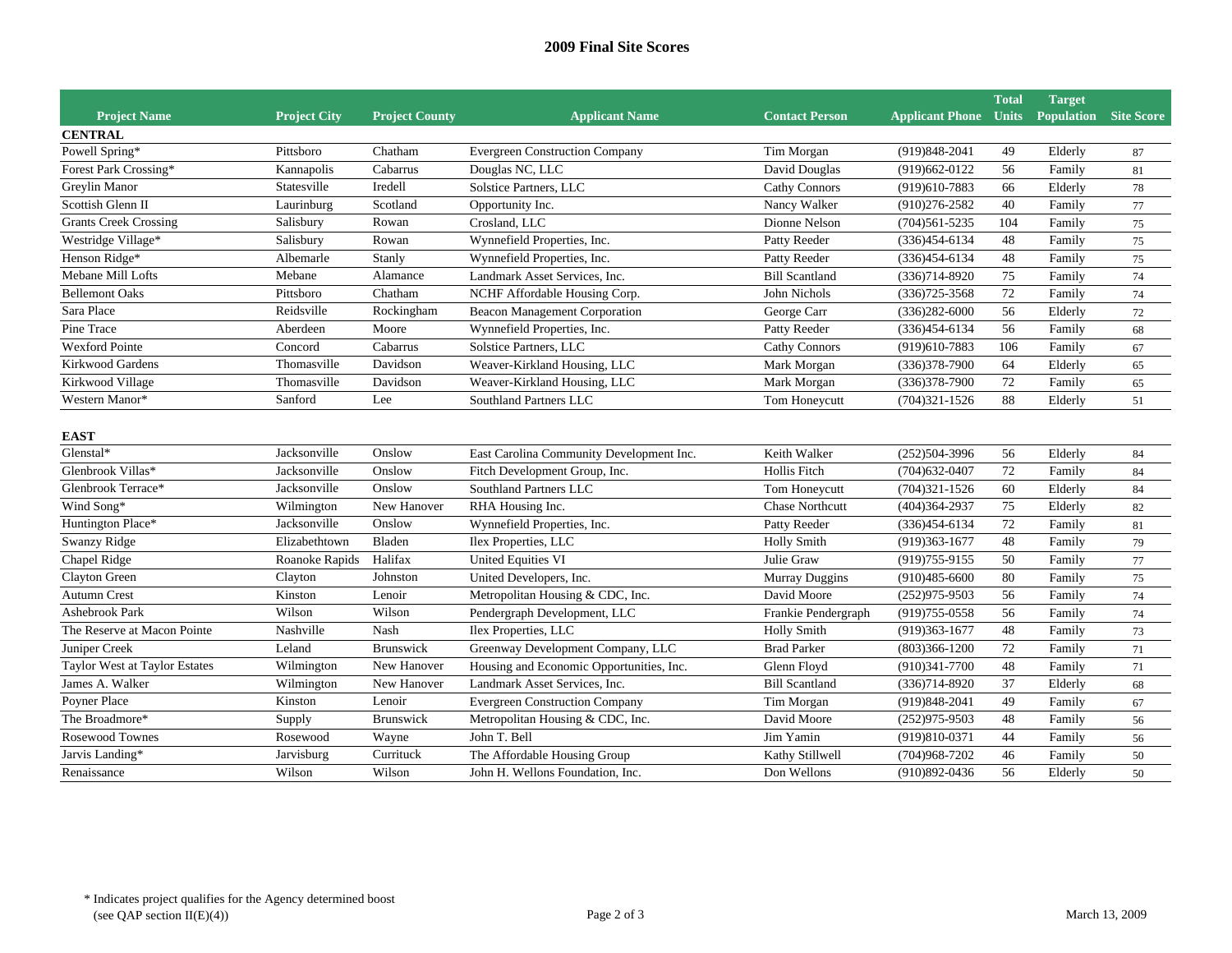## 2009 Final Site Scores

| Project Name | Project City | Project County | Applicant Name | Contact Person | Applicant Phone | Total Units | Target Population | Site Score |
|---|---|---|---|---|---|---|---|---|
| **CENTRAL** | | | | | | | | |
| Powell Spring* | Pittsboro | Chatham | Evergreen Construction Company | Tim Morgan | (919)848-2041 | 49 | Elderly | 87 |
| Forest Park Crossing* | Kannapolis | Cabarrus | Douglas NC, LLC | David Douglas | (919)662-0122 | 56 | Family | 81 |
| Greylin Manor | Statesville | Iredell | Solstice Partners, LLC | Cathy Connors | (919)610-7883 | 66 | Elderly | 78 |
| Scottish Glenn II | Laurinburg | Scotland | Opportunity Inc. | Nancy Walker | (910)276-2582 | 40 | Family | 77 |
| Grants Creek Crossing | Salisbury | Rowan | Crosland, LLC | Dionne Nelson | (704)561-5235 | 104 | Family | 75 |
| Westridge Village* | Salisbury | Rowan | Wynnefield Properties, Inc. | Patty Reeder | (336)454-6134 | 48 | Family | 75 |
| Henson Ridge* | Albemarle | Stanly | Wynnefield Properties, Inc. | Patty Reeder | (336)454-6134 | 48 | Family | 75 |
| Mebane Mill Lofts | Mebane | Alamance | Landmark Asset Services, Inc. | Bill Scantland | (336)714-8920 | 75 | Family | 74 |
| Bellemont Oaks | Pittsboro | Chatham | NCHF Affordable Housing Corp. | John Nichols | (336)725-3568 | 72 | Family | 74 |
| Sara Place | Reidsville | Rockingham | Beacon Management Corporation | George Carr | (336)282-6000 | 56 | Elderly | 72 |
| Pine Trace | Aberdeen | Moore | Wynnefield Properties, Inc. | Patty Reeder | (336)454-6134 | 56 | Family | 68 |
| Wexford Pointe | Concord | Cabarrus | Solstice Partners, LLC | Cathy Connors | (919)610-7883 | 106 | Family | 67 |
| Kirkwood Gardens | Thomasville | Davidson | Weaver-Kirkland Housing, LLC | Mark Morgan | (336)378-7900 | 64 | Elderly | 65 |
| Kirkwood Village | Thomasville | Davidson | Weaver-Kirkland Housing, LLC | Mark Morgan | (336)378-7900 | 72 | Family | 65 |
| Western Manor* | Sanford | Lee | Southland Partners LLC | Tom Honeycutt | (704)321-1526 | 88 | Elderly | 51 |
| **EAST** | | | | | | | | |
| Glenstal* | Jacksonville | Onslow | East Carolina Community Development Inc. | Keith Walker | (252)504-3996 | 56 | Elderly | 84 |
| Glenbrook Villas* | Jacksonville | Onslow | Fitch Development Group, Inc. | Hollis Fitch | (704)632-0407 | 72 | Family | 84 |
| Glenbrook Terrace* | Jacksonville | Onslow | Southland Partners LLC | Tom Honeycutt | (704)321-1526 | 60 | Elderly | 84 |
| Wind Song* | Wilmington | New Hanover | RHA Housing Inc. | Chase Northcutt | (404)364-2937 | 75 | Elderly | 82 |
| Huntington Place* | Jacksonville | Onslow | Wynnefield Properties, Inc. | Patty Reeder | (336)454-6134 | 72 | Family | 81 |
| Swanzy Ridge | Elizabethtown | Bladen | Ilex Properties, LLC | Holly Smith | (919)363-1677 | 48 | Family | 79 |
| Chapel Ridge | Roanoke Rapids | Halifax | United Equities VI | Julie Graw | (919)755-9155 | 50 | Family | 77 |
| Clayton Green | Clayton | Johnston | United Developers, Inc. | Murray Duggins | (910)485-6600 | 80 | Family | 75 |
| Autumn Crest | Kinston | Lenoir | Metropolitan Housing & CDC, Inc. | David Moore | (252)975-9503 | 56 | Family | 74 |
| Ashebrook Park | Wilson | Wilson | Pendergraph Development, LLC | Frankie Pendergraph | (919)755-0558 | 56 | Family | 74 |
| The Reserve at Macon Pointe | Nashville | Nash | Ilex Properties, LLC | Holly Smith | (919)363-1677 | 48 | Family | 73 |
| Juniper Creek | Leland | Brunswick | Greenway Development Company, LLC | Brad Parker | (803)366-1200 | 72 | Family | 71 |
| Taylor West at Taylor Estates | Wilmington | New Hanover | Housing and Economic Opportunities, Inc. | Glenn Floyd | (910)341-7700 | 48 | Family | 71 |
| James A. Walker | Wilmington | New Hanover | Landmark Asset Services, Inc. | Bill Scantland | (336)714-8920 | 37 | Elderly | 68 |
| Poyner Place | Kinston | Lenoir | Evergreen Construction Company | Tim Morgan | (919)848-2041 | 49 | Family | 67 |
| The Broadmore* | Supply | Brunswick | Metropolitan Housing & CDC, Inc. | David Moore | (252)975-9503 | 48 | Family | 56 |
| Rosewood Townes | Rosewood | Wayne | John T. Bell | Jim Yamin | (919)810-0371 | 44 | Family | 56 |
| Jarvis Landing* | Jarvisburg | Currituck | The Affordable Housing Group | Kathy Stillwell | (704)968-7202 | 46 | Family | 50 |
| Renaissance | Wilson | Wilson | John H. Wellons Foundation, Inc. | Don Wellons | (910)892-0436 | 56 | Elderly | 50 |

\* Indicates project qualifies for the Agency determined boost (see QAP section II(E)(4))

March 13, 2009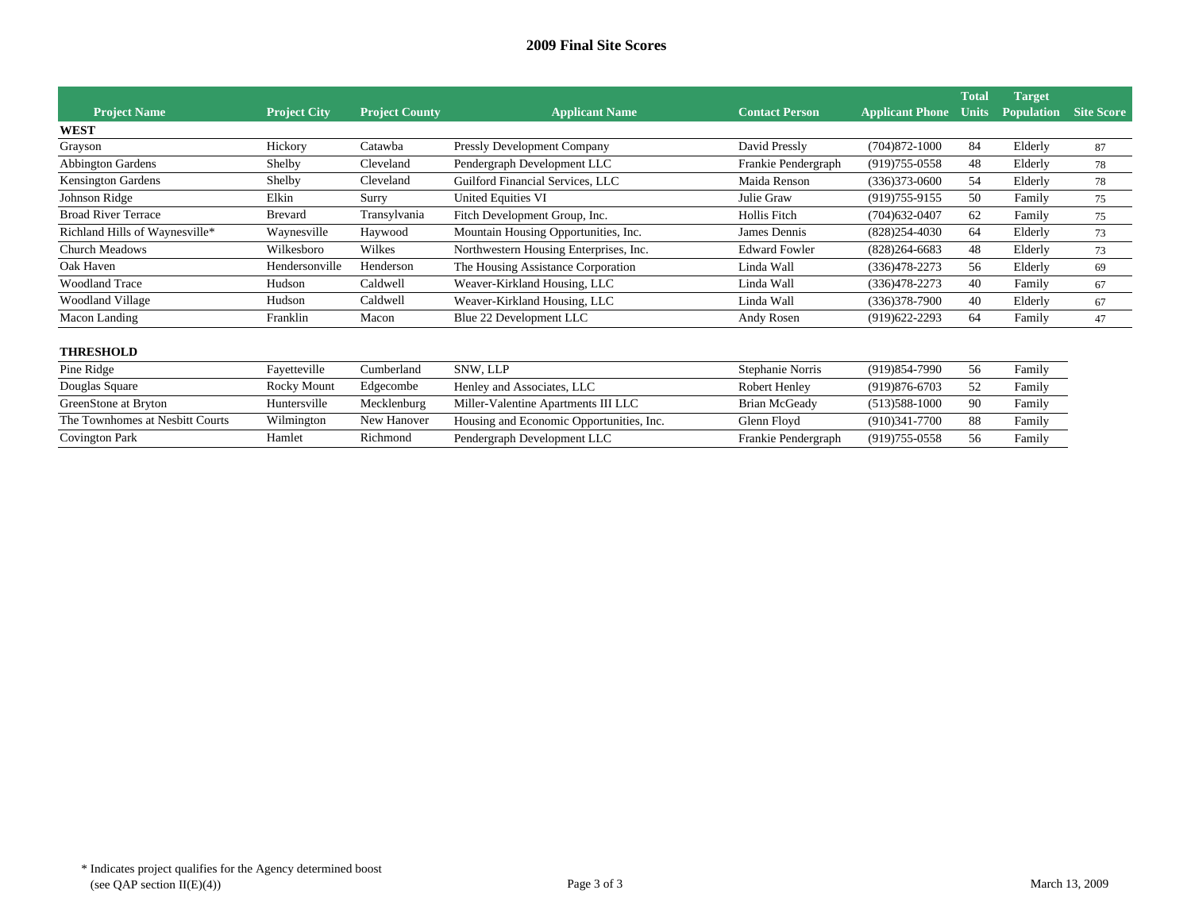# 2009 Final Site Scores

| Project Name | Project City | Project County | Applicant Name | Contact Person | Applicant Phone | Total Units | Target Population | Site Score |
|---|---|---|---|---|---|---|---|---|
| **WEST** | | | | | | | | |
| Grayson | Hickory | Catawba | Pressly Development Company | David Pressly | (704)872-1000 | 84 | Elderly | 87 |
| Abbington Gardens | Shelby | Cleveland | Pendergraph Development LLC | Frankie Pendergraph | (919)755-0558 | 48 | Elderly | 78 |
| Kensington Gardens | Shelby | Cleveland | Guilford Financial Services, LLC | Maida Renson | (336)373-0600 | 54 | Elderly | 78 |
| Johnson Ridge | Elkin | Surry | United Equities VI | Julie Graw | (919)755-9155 | 50 | Family | 75 |
| Broad River Terrace | Brevard | Transylvania | Fitch Development Group, Inc. | Hollis Fitch | (704)632-0407 | 62 | Family | 75 |
| Richland Hills of Waynesville* | Waynesville | Haywood | Mountain Housing Opportunities, Inc. | James Dennis | (828)254-4030 | 64 | Elderly | 73 |
| Church Meadows | Wilkesboro | Wilkes | Northwestern Housing Enterprises, Inc. | Edward Fowler | (828)264-6683 | 48 | Elderly | 73 |
| Oak Haven | Hendersonville | Henderson | The Housing Assistance Corporation | Linda Wall | (336)478-2273 | 56 | Elderly | 69 |
| Woodland Trace | Hudson | Caldwell | Weaver-Kirkland Housing, LLC | Linda Wall | (336)478-2273 | 40 | Family | 67 |
| Woodland Village | Hudson | Caldwell | Weaver-Kirkland Housing, LLC | Linda Wall | (336)378-7900 | 40 | Elderly | 67 |
| Macon Landing | Franklin | Macon | Blue 22 Development LLC | Andy Rosen | (919)622-2293 | 64 | Family | 47 |
| **THRESHOLD** | | | | | | | | |
| Pine Ridge | Fayetteville | Cumberland | SNW, LLP | Stephanie Norris | (919)854-7990 | 56 | Family | |
| Douglas Square | Rocky Mount | Edgecombe | Henley and Associates, LLC | Robert Henley | (919)876-6703 | 52 | Family | |
| GreenStone at Bryton | Huntersville | Mecklenburg | Miller-Valentine Apartments III LLC | Brian McGeady | (513)588-1000 | 90 | Family | |
| The Townhomes at Nesbitt Courts | Wilmington | New Hanover | Housing and Economic Opportunities, Inc. | Glenn Floyd | (910)341-7700 | 88 | Family | |
| Covington Park | Hamlet | Richmond | Pendergraph Development LLC | Frankie Pendergraph | (919)755-0558 | 56 | Family | |

\* Indicates project qualifies for the Agency determined boost (see QAP section II(E)(4))

March 13, 2009